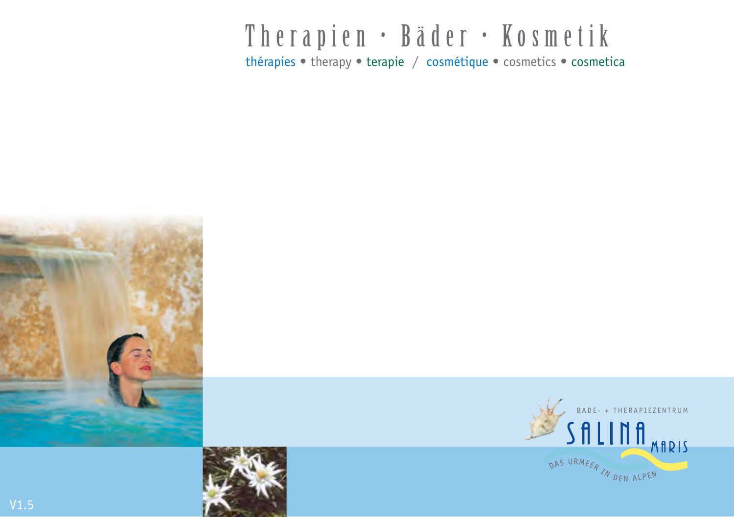# Therapien · Bäder · Kosmetik

thérapies • therapy • terapie / cosmétique • cosmetics • cosmetica

BADE- + THERAPIEZENTRUM

SALINA MARIS

DAS URMEER IN DEN ALPEN

V1.5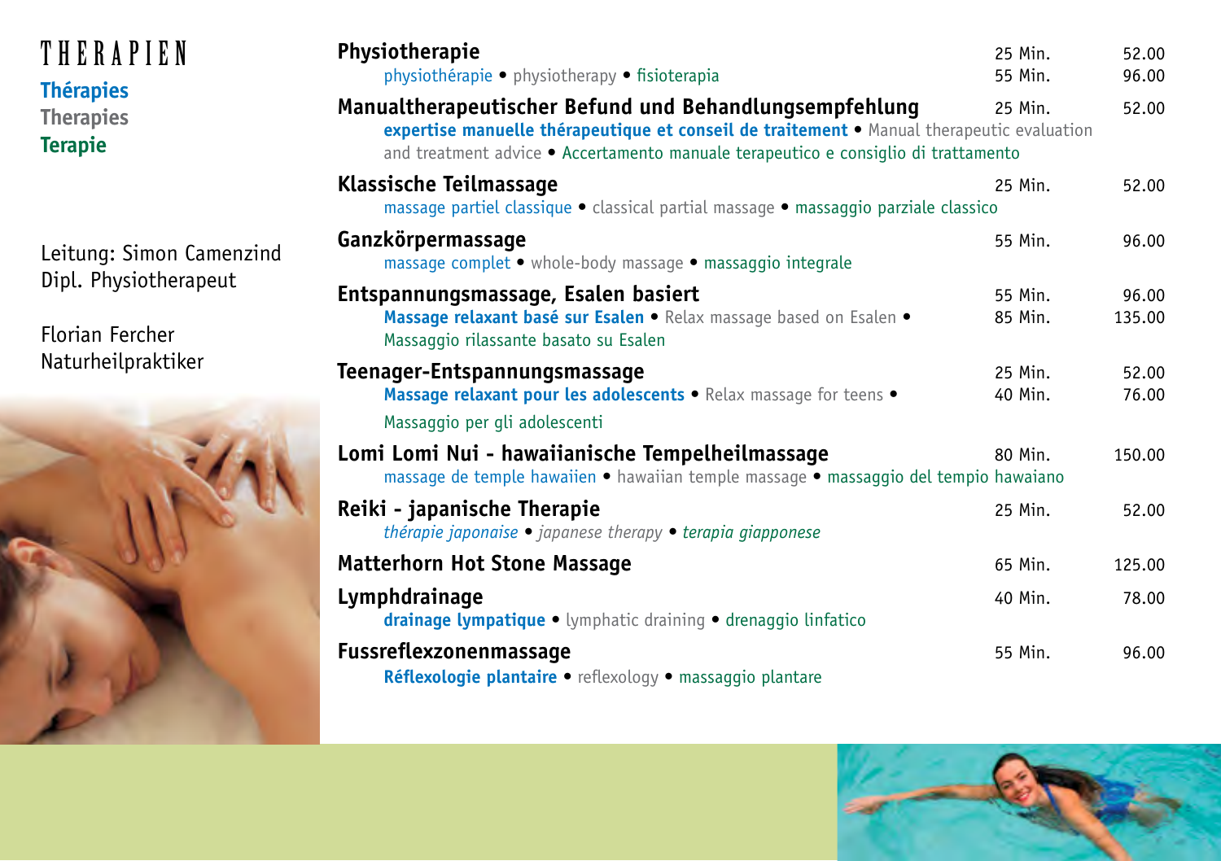# THERAPIEN

**Thérapies**
**Therapies**
**Terapie**

Leitung: Simon Camenzind
Dipl. Physiotherapeut

Florian Fercher
Naturheilpraktiker

| Behandlung | Dauer | Preis |
|---|---|---|
| **Physiotherapie**<br>physiothérapie • physiotherapy • fisioterapia | 25 Min.<br>55 Min. | 52.00<br>96.00 |
| **Manualtherapeutischer Befund und Behandlungsempfehlung**<br>**expertise manuelle thérapeutique et conseil de traitement** • Manual therapeutic evaluation and treatment advice • Accertamento manuale terapeutico e consiglio di trattamento | 25 Min. | 52.00 |
| **Klassische Teilmassage**<br>massage partiel classique • classical partial massage • massaggio parziale classico | 25 Min. | 52.00 |
| **Ganzkörpermassage**<br>massage complet • whole-body massage • massaggio integrale | 55 Min. | 96.00 |
| **Entspannungsmassage, Esalen basiert**<br>**Massage relaxant basé sur Esalen** • Relax massage based on Esalen • Massaggio rilassante basato su Esalen | 55 Min.<br>85 Min. | 96.00<br>135.00 |
| **Teenager-Entspannungsmassage**<br>**Massage relaxant pour les adolescents** • Relax massage for teens • Massaggio per gli adolescenti | 25 Min.<br>40 Min. | 52.00<br>76.00 |
| **Lomi Lomi Nui - hawaiianische Tempelheilmassage**<br>massage de temple hawaiien • hawaiian temple massage • massaggio del tempio hawaiano | 80 Min. | 150.00 |
| **Reiki - japanische Therapie**<br>*thérapie japonaise • japanese therapy • terapia giapponese* | 25 Min. | 52.00 |
| **Matterhorn Hot Stone Massage** | 65 Min. | 125.00 |
| **Lymphdrainage**<br>**drainage lympatique** • lymphatic draining • drenaggio linfatico | 40 Min. | 78.00 |
| **Fussreflexzonenmassage**<br>**Réflexologie plantaire** • reflexology • massaggio plantare | 55 Min. | 96.00 |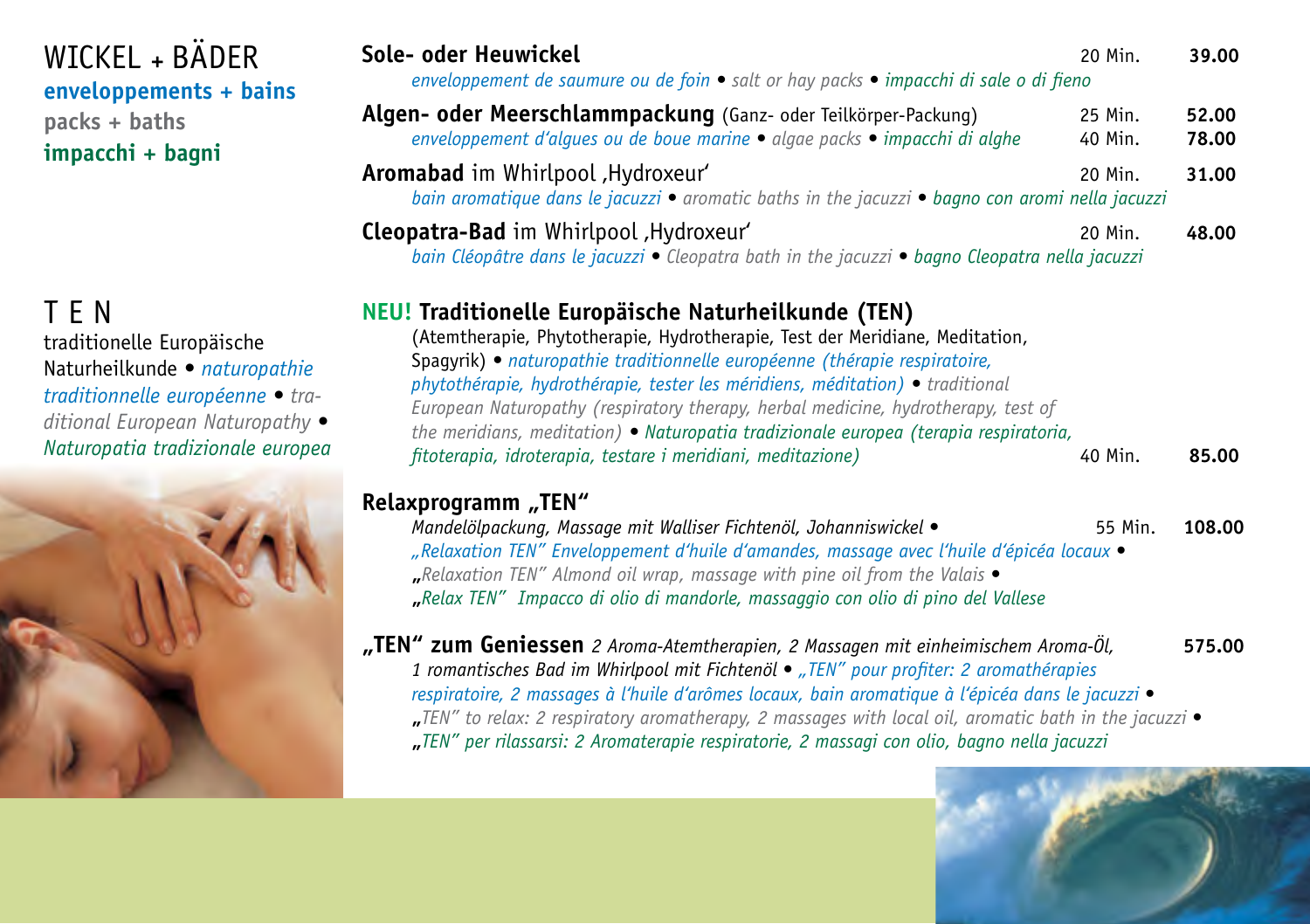## WICKEL + BÄDER

**enveloppements + bains**
**packs + baths**
**impacchi + bagni**

**Sole- oder Heuwickel** — 20 Min. — **39.00**
*enveloppement de saumure ou de foin • salt or hay packs • impacchi di sale o di fieno*

**Algen- oder Meerschlammpackung** (Ganz- oder Teilkörper-Packung) — 25 Min. **52.00** / 40 Min. **78.00**
*enveloppement d'algues ou de boue marine • algae packs • impacchi di alghe*

**Aromabad** im Whirlpool ‚Hydroxeur' — 20 Min. — **31.00**
*bain aromatique dans le jacuzzi • aromatic baths in the jacuzzi • bagno con aromi nella jacuzzi*

**Cleopatra-Bad** im Whirlpool ‚Hydroxeur' — 20 Min. — **48.00**
*bain Cléopâtre dans le jacuzzi • Cleopatra bath in the jacuzzi • bagno Cleopatra nella jacuzzi*

## T E N

traditionelle Europäische Naturheilkunde • *naturopathie traditionnelle européenne* • *traditional European Naturopathy* • *Naturopatia tradizionale europea*

**NEU! Traditionelle Europäische Naturheilkunde (TEN)**
(Atemtherapie, Phytotherapie, Hydrotherapie, Test der Meridiane, Meditation, Spagyrik) • *naturopathie traditionnelle européenne (thérapie respiratoire, phytothérapie, hydrothérapie, tester les méridiens, méditation)* • *traditional European Naturopathy (respiratory therapy, herbal medicine, hydrotherapy, test of the meridians, meditation)* • *Naturopatia tradizionale europea (terapia respiratoria, fitoterapia, idroterapia, testare i meridiani, meditazione)* — 40 Min. — **85.00**

**Relaxprogramm „TEN"**
*Mandelölpackung, Massage mit Walliser Fichtenöl, Johanniswickel* • — 55 Min. — **108.00**
*„Relaxation TEN" Enveloppement d'huile d'amandes, massage avec l'huile d'épicéa locaux* •
*„Relaxation TEN" Almond oil wrap, massage with pine oil from the Valais* •
*„Relax TEN" Impacco di olio di mandorle, massaggio con olio di pino del Vallese*

**„TEN" zum Geniessen** *2 Aroma-Atemtherapien, 2 Massagen mit einheimischem Aroma-Öl, 1 romantisches Bad im Whirlpool mit Fichtenöl* • *„TEN" pour profiter: 2 aromathérapies respiratoire, 2 massages à l'huile d'arômes locaux, bain aromatique à l'épicéa dans le jacuzzi* • *„TEN" to relax: 2 respiratory aromatherapy, 2 massages with local oil, aromatic bath in the jacuzzi* • *„TEN" per rilassarsi: 2 Aromaterapie respiratorie, 2 massagi con olio, bagno nella jacuzzi* — **575.00**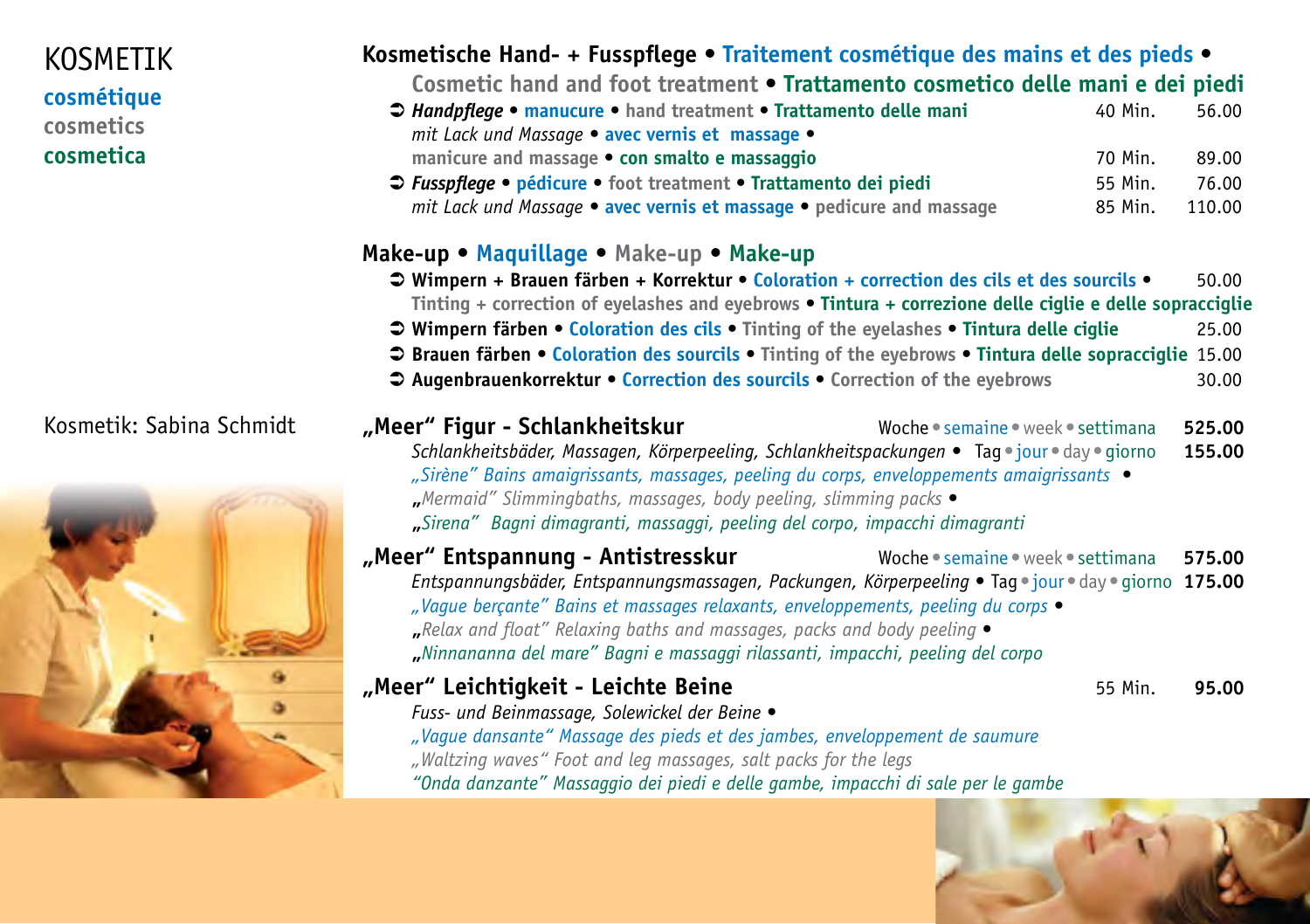# KOSMETIK

**cosmétique**
**cosmetics**
**cosmetica**

Kosmetik: Sabina Schmidt

## Kosmetische Hand- + Fusspflege • Traitement cosmétique des mains et des pieds • Cosmetic hand and foot treatment • Trattamento cosmetico delle mani e dei piedi

| | | |
|---|---|---|
| ➲ ***Handpflege*** • **manucure** • **hand treatment** • **Trattamento delle mani** | 40 Min. | 56.00 |
| *mit Lack und Massage* • **avec vernis et massage** • **manicure and massage** • **con smalto e massaggio** | 70 Min. | 89.00 |
| ➲ ***Fusspflege*** • **pédicure** • **foot treatment** • **Trattamento dei piedi** | 55 Min. | 76.00 |
| *mit Lack und Massage* • **avec vernis et massage** • **pedicure and massage** | 85 Min. | 110.00 |

## Make-up • Maquillage • Make-up • Make-up

| | |
|---|---|
| ➲ **Wimpern + Brauen färben + Korrektur** • **Coloration + correction des cils et des sourcils** • **Tinting + correction of eyelashes and eyebrows** • **Tintura + correzione delle ciglie e delle sopracciglie** | 50.00 |
| ➲ **Wimpern färben** • **Coloration des cils** • **Tinting of the eyelashes** • **Tintura delle ciglie** | 25.00 |
| ➲ **Brauen färben** • **Coloration des sourcils** • **Tinting of the eyebrows** • **Tintura delle sopracciglie** | 15.00 |
| ➲ **Augenbrauenkorrektur** • **Correction des sourcils** • **Correction of the eyebrows** | 30.00 |

## „Meer" Figur - Schlankheitskur

| | |
|---|---|
| Woche • semaine • week • settimana | **525.00** |
| Tag • jour • day • giorno | **155.00** |

*Schlankheitsbäder, Massagen, Körperpeeling, Schlankheitspackungen* •
*„Sirène" Bains amaigrissants, massages, peeling du corps, enveloppements amaigrissants* •
*„Mermaid" Slimmingbaths, massages, body peeling, slimming packs* •
*„Sirena" Bagni dimagranti, massaggi, peeling del corpo, impacchi dimagranti*

## „Meer" Entspannung - Antistresskur

| | |
|---|---|
| Woche • semaine • week • settimana | **575.00** |
| Tag • jour • day • giorno | **175.00** |

*Entspannungsbäder, Entspannungsmassagen, Packungen, Körperpeeling* •
*„Vague berçante" Bains et massages relaxants, enveloppements, peeling du corps* •
*„Relax and float" Relaxing baths and massages, packs and body peeling* •
*„Ninnananna del mare" Bagni e massaggi rilassanti, impacchi, peeling del corpo*

## „Meer" Leichtigkeit - Leichte Beine

55 Min. **95.00**

*Fuss- und Beinmassage, Solewickel der Beine* •
*„Vague dansante" Massage des pieds et des jambes, enveloppement de saumure*
*„Waltzing waves" Foot and leg massages, salt packs for the legs*
*"Onda danzante" Massaggio dei piedi e delle gambe, impacchi di sale per le gambe*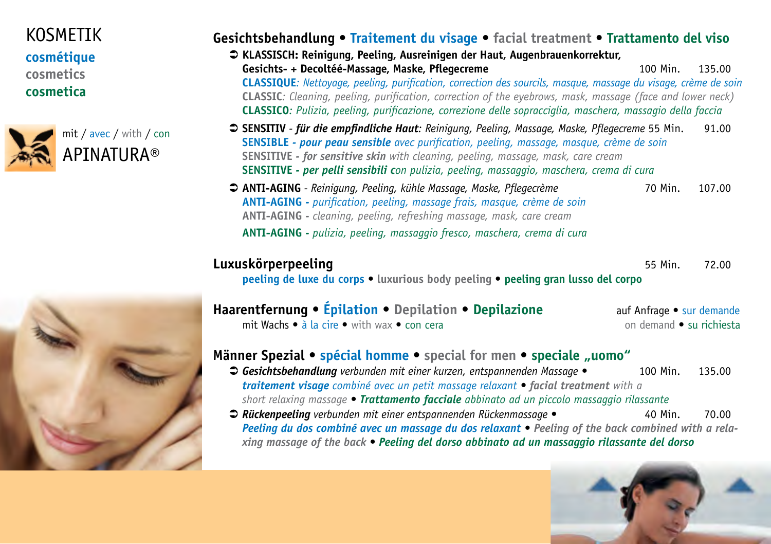# KOSMETIK

**cosmétique**
**cosmetics**
**cosmetica**

mit / avec / with / con
APINATURA®

## Gesichtsbehandlung • Traitement du visage • facial treatment • Trattamento del viso

- **KLASSISCH: Reinigung, Peeling, Ausreinigen der Haut, Augenbrauenkorrektur, Gesichts- + Decoltéé-Massage, Maske, Pflegecreme** — 100 Min. — 135.00
  **CLASSIQUE**: *Nettoyage, peeling, purification, correction des sourcils, masque, massage du visage, crème de soin*
  **CLASSIC**: *Cleaning, peeling, purification, correction of the eyebrows, mask, massage (face and lower neck)*
  **CLASSICO**: *Pulizia, peeling, purificazione, correzione delle sopracciglia, maschera, massagio della faccia*

- **SENSITIV** - ***für die empfindliche Haut**: Reinigung, Peeling, Massage, Maske, Pflegecreme* — 55 Min. — 91.00
  **SENSIBLE - *pour peau sensible*** *avec purification, peeling, massage, masque, crème de soin*
  **SENSITIVE - *for sensitive skin*** *with cleaning, peeling, massage, mask, care cream*
  **SENSITIVE - *per pelli sensibili* c***on pulizia, peeling, massaggio, maschera, crema di cura*

- **ANTI-AGING** - *Reinigung, Peeling, kühle Massage, Maske, Pflegecrème* — 70 Min. — 107.00
  **ANTI-AGING -** *purification, peeling, massage frais, masque, crème de soin*
  **ANTI-AGING -** *cleaning, peeling, refreshing massage, mask, care cream*
  **ANTI-AGING -** *pulizia, peeling, massaggio fresco, maschera, crema di cura*

## Luxuskörperpeeling — 55 Min. — 72.00

**peeling de luxe du corps • luxurious body peeling • peeling gran lusso del corpo**

## Haarentfernung • Épilation • Depilation • Depilazione — auf Anfrage • sur demande • on demand • su richiesta

mit Wachs • à la cire • with wax • con cera

## Männer Spezial • spécial homme • special for men • speciale „uomo"

- ***Gesichtsbehandlung*** *verbunden mit einer kurzen, entspannenden Massage* • ***traitement visage*** *combiné avec un petit massage relaxant* • ***facial treatment*** *with a short relaxing massage* • ***Trattamento facciale*** *abbinato ad un piccolo massaggio rilassante* — 100 Min. — 135.00

- ***Rückenpeeling*** *verbunden mit einer entspannenden Rückenmassage* • ***Peeling du dos combiné avec un massage du dos relaxant*** • ***Peeling of the back combined with a relaxing massage of the back*** • ***Peeling del dorso abbinato ad un massaggio rilassante del dorso*** — 40 Min. — 70.00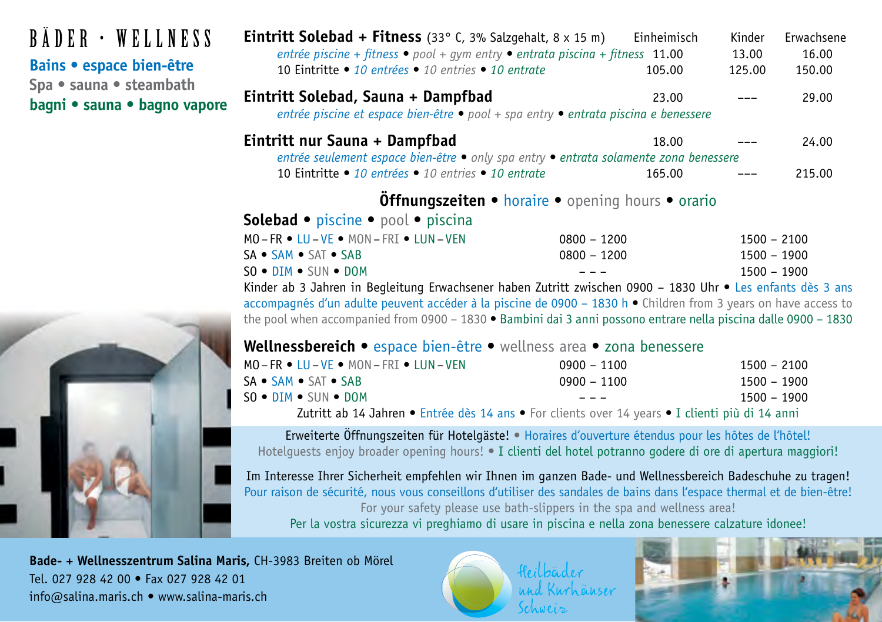# BÄDER · WELLNESS

**Bains • espace bien-être**
**Spa • sauna • steambath**
**bagni • sauna • bagno vapore**

| | Einheimisch | Kinder | Erwachsene |
|---|---|---|---|
| **Eintritt Solebad + Fitness** (33° C, 3% Salzgehalt, 8 x 15 m) | | | |
| *entrée piscine + fitness* • *pool + gym entry* • *entrata piscina + fitness* | 11.00 | 13.00 | 16.00 |
| 10 Eintritte • *10 entrées* • *10 entries* • *10 entrate* | 105.00 | 125.00 | 150.00 |
| **Eintritt Solebad, Sauna + Dampfbad** | 23.00 | --- | 29.00 |
| *entrée piscine et espace bien-être* • *pool + spa entry* • *entrata piscina e benessere* | | | |
| **Eintritt nur Sauna + Dampfbad** | 18.00 | --- | 24.00 |
| *entrée seulement espace bien-être* • *only spa entry* • *entrata solamente zona benessere* | | | |
| 10 Eintritte • *10 entrées* • *10 entries* • *10 entrate* | 165.00 | --- | 215.00 |

## Öffnungszeiten • horaire • opening hours • orario

### Solebad • piscine • pool • piscina

| | | |
|---|---|---|
| MO – FR • LU – VE • MON – FRI • LUN – VEN | 0800 – 1200 | 1500 – 2100 |
| SA • SAM • SAT • SAB | 0800 – 1200 | 1500 – 1900 |
| SO • DIM • SUN • DOM | – – – | 1500 – 1900 |

Kinder ab 3 Jahren in Begleitung Erwachsener haben Zutritt zwischen 0900 – 1830 Uhr • Les enfants dès 3 ans accompagnés d'un adulte peuvent accéder à la piscine de 0900 – 1830 h • Children from 3 years on have access to the pool when accompanied from 0900 – 1830 • Bambini dai 3 anni possono entrare nella piscina dalle 0900 – 1830

### Wellnessbereich • espace bien-être • wellness area • zona benessere

| | | |
|---|---|---|
| MO – FR • LU – VE • MON – FRI • LUN – VEN | 0900 – 1100 | 1500 – 2100 |
| SA • SAM • SAT • SAB | 0900 – 1100 | 1500 – 1900 |
| SO • DIM • SUN • DOM | – – – | 1500 – 1900 |

Zutritt ab 14 Jahren • Entrée dès 14 ans • For clients over 14 years • I clienti più di 14 anni

Erweiterte Öffnungszeiten für Hotelgäste! • Horaires d'ouverture étendus pour les hôtes de l'hôtel!
Hotelguests enjoy broader opening hours! • I clienti del hotel potranno godere di ore di apertura maggiori!

Im Interesse Ihrer Sicherheit empfehlen wir Ihnen im ganzen Bade- und Wellnessbereich Badeschuhe zu tragen!
Pour raison de sécurité, nous vous conseillons d'utiliser des sandales de bains dans l'espace thermal et de bien-être!
For your safety please use bath-slippers in the spa and wellness area!
Per la vostra sicurezza vi preghiamo di usare in piscina e nella zona benessere calzature idonee!

**Bade- + Wellnesszentrum Salina Maris,** CH-3983 Breiten ob Mörel
Tel. 027 928 42 00 • Fax 027 928 42 01
info@salina.maris.ch • www.salina-maris.ch

Heilbäder und Kurhäuser Schweiz